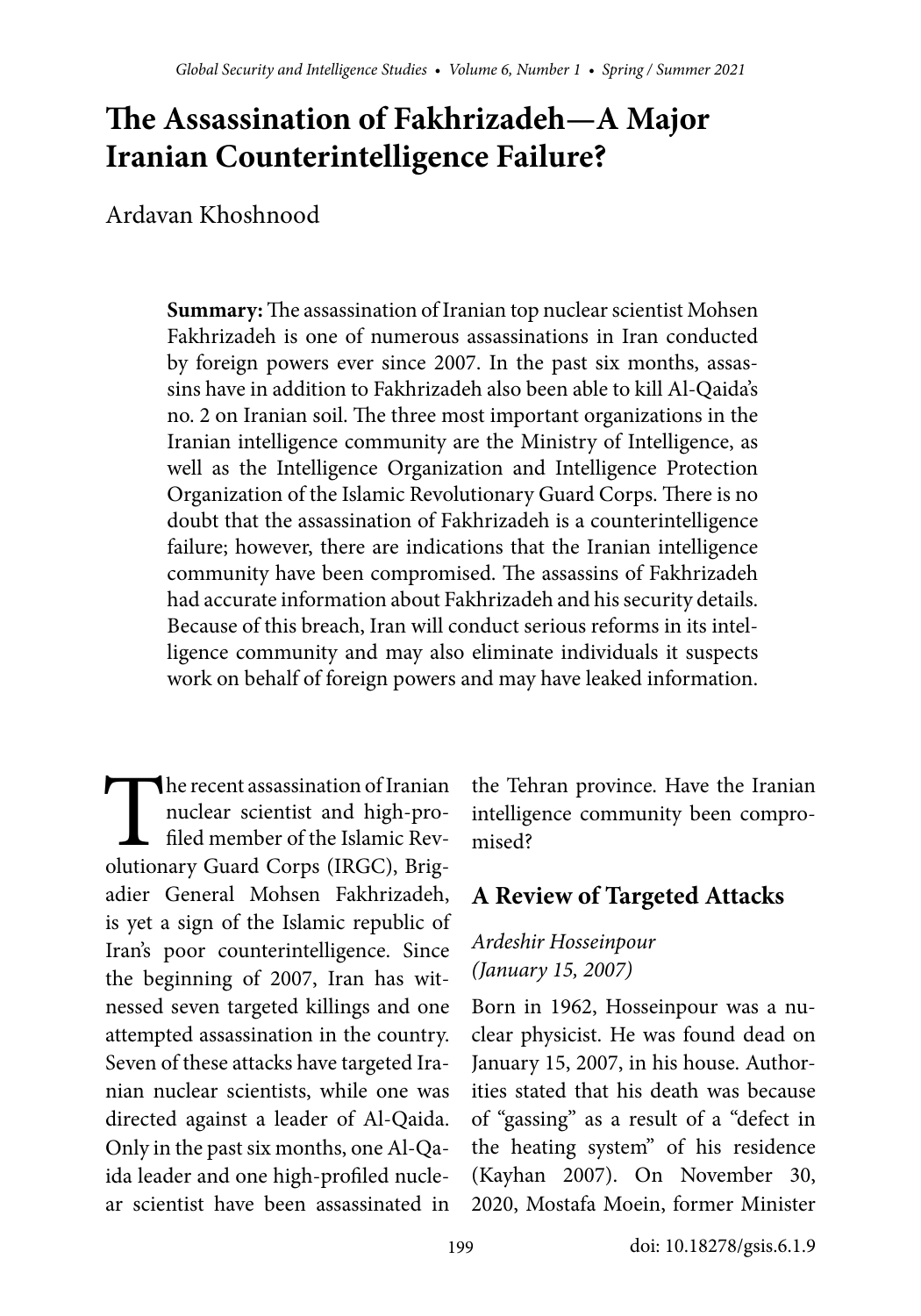# The Assassination of Fakhrizadeh—A Major Iranian Counterintelligence Failure?

Ardavan Khoshnood

**Summary:** The assassination of Iranian top nuclear scientist Mohsen Fakhrizadeh is one of numerous assassinations in Iran conducted by foreign powers ever since 2007. In the past six months, assassins have in addition to Fakhrizadeh also been able to kill Al-Qaida's no. 2 on Iranian soil. The three most important organizations in the Iranian intelligence community are the Ministry of Intelligence, as well as the Intelligence Organization and Intelligence Protection Organization of the Islamic Revolutionary Guard Corps. There is no doubt that the assassination of Fakhrizadeh is a counterintelligence failure; however, there are indications that the Iranian intelligence community have been compromised. The assassins of Fakhrizadeh had accurate information about Fakhrizadeh and his security details. Because of this breach, Iran will conduct serious reforms in its intelligence community and may also eliminate individuals it suspects work on behalf of foreign powers and may have leaked information.

The recent assassination of Iranian nuclear scientist and high-profiled member of the Islamic Revolutionary Guard Corps (IRGC), Brigadier General Mohsen Fakhrizadeh, is yet a sign of the Islamic republic of Iran's poor counterintelligence. Since the beginning of 2007, Iran has witnessed seven targeted killings and one attempted assassination in the country. Seven of these attacks have targeted Iranian nuclear scientists, while one was directed against a leader of Al-Qaida. Only in the past six months, one Al-Qaida leader and one high-profiled nuclear scientist have been assassinated in the Tehran province. Have the Iranian intelligence community been compromised?

## A Review of Targeted Attacks

*Ardeshir Hosseinpour (January 15, 2007)*

Born in 1962, Hosseinpour was a nuclear physicist. He was found dead on January 15, 2007, in his house. Authorities stated that his death was because of "gassing" as a result of a "defect in the heating system" of his residence (Kayhan 2007). On November 30, 2020, Mostafa Moein, former Minister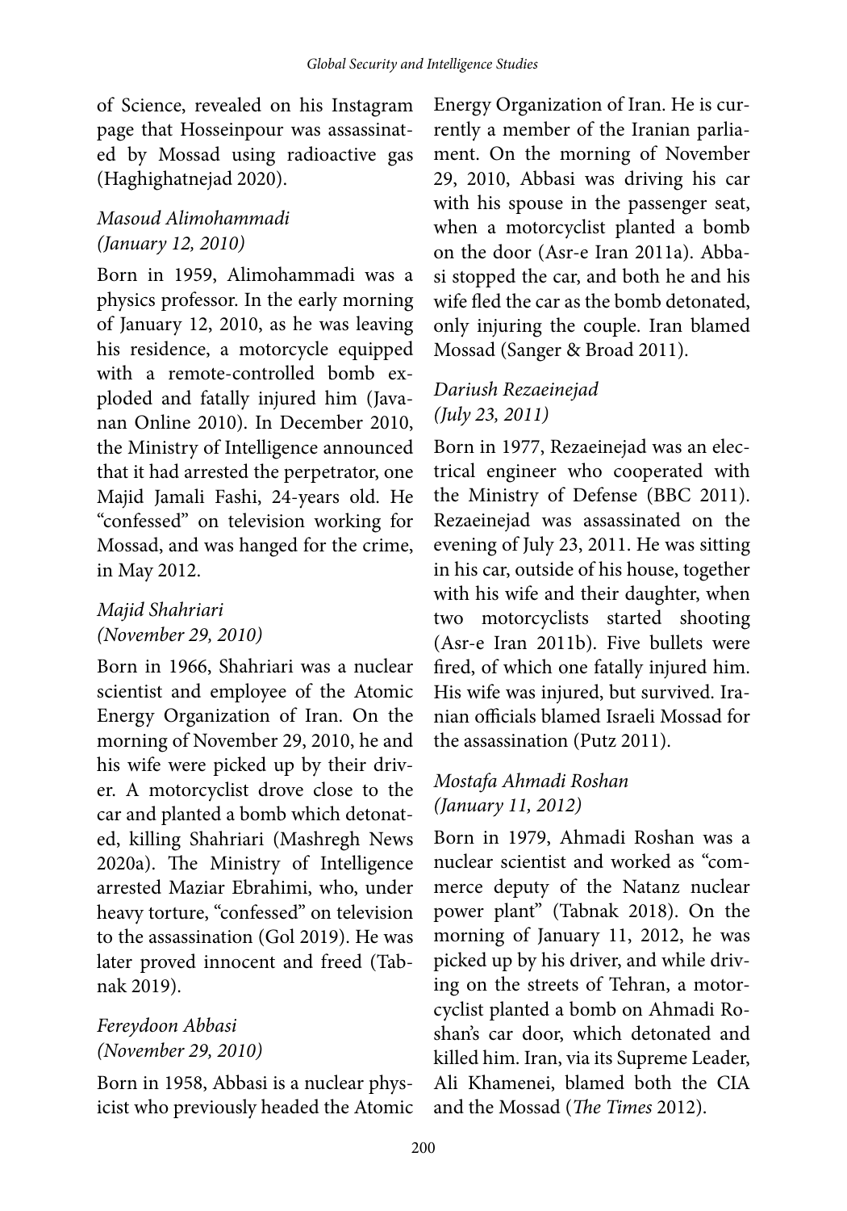of Science, revealed on his Instagram page that Hosseinpour was assassinated by Mossad using radioactive gas (Haghighatnejad 2020).

### *Masoud Alimohammadi (January 12, 2010)*

Born in 1959, Alimohammadi was a physics professor. In the early morning of January 12, 2010, as he was leaving his residence, a motorcycle equipped with a remote-controlled bomb exploded and fatally injured him (Javanan Online 2010). In December 2010, the Ministry of Intelligence announced that it had arrested the perpetrator, one Majid Jamali Fashi, 24-years old. He "confessed" on television working for Mossad, and was hanged for the crime, in May 2012.

### *Majid Shahriari (November 29, 2010)*

Born in 1966, Shahriari was a nuclear scientist and employee of the Atomic Energy Organization of Iran. On the morning of November 29, 2010, he and his wife were picked up by their driver. A motorcyclist drove close to the car and planted a bomb which detonated, killing Shahriari (Mashregh News 2020a). The Ministry of Intelligence arrested Maziar Ebrahimi, who, under heavy torture, "confessed" on television to the assassination (Gol 2019). He was later proved innocent and freed (Tabnak 2019).

### *Fereydoon Abbasi (November 29, 2010)*

Born in 1958, Abbasi is a nuclear physicist who previously headed the Atomic Energy Organization of Iran. He is currently a member of the Iranian parliament. On the morning of November 29, 2010, Abbasi was driving his car with his spouse in the passenger seat, when a motorcyclist planted a bomb on the door (Asr-e Iran 2011a). Abbasi stopped the car, and both he and his wife fled the car as the bomb detonated, only injuring the couple. Iran blamed Mossad (Sanger & Broad 2011).

### *Dariush Rezaeinejad (July 23, 2011)*

Born in 1977, Rezaeinejad was an electrical engineer who cooperated with the Ministry of Defense (BBC 2011). Rezaeinejad was assassinated on the evening of July 23, 2011. He was sitting in his car, outside of his house, together with his wife and their daughter, when two motorcyclists started shooting (Asr-e Iran 2011b). Five bullets were fired, of which one fatally injured him. His wife was injured, but survived. Iranian officials blamed Israeli Mossad for the assassination (Putz 2011).

### *Mostafa Ahmadi Roshan (January 11, 2012)*

Born in 1979, Ahmadi Roshan was a nuclear scientist and worked as "commerce deputy of the Natanz nuclear power plant" (Tabnak 2018). On the morning of January 11, 2012, he was picked up by his driver, and while driving on the streets of Tehran, a motorcyclist planted a bomb on Ahmadi Roshan's car door, which detonated and killed him. Iran, via its Supreme Leader, Ali Khamenei, blamed both the CIA and the Mossad (*The Times* 2012).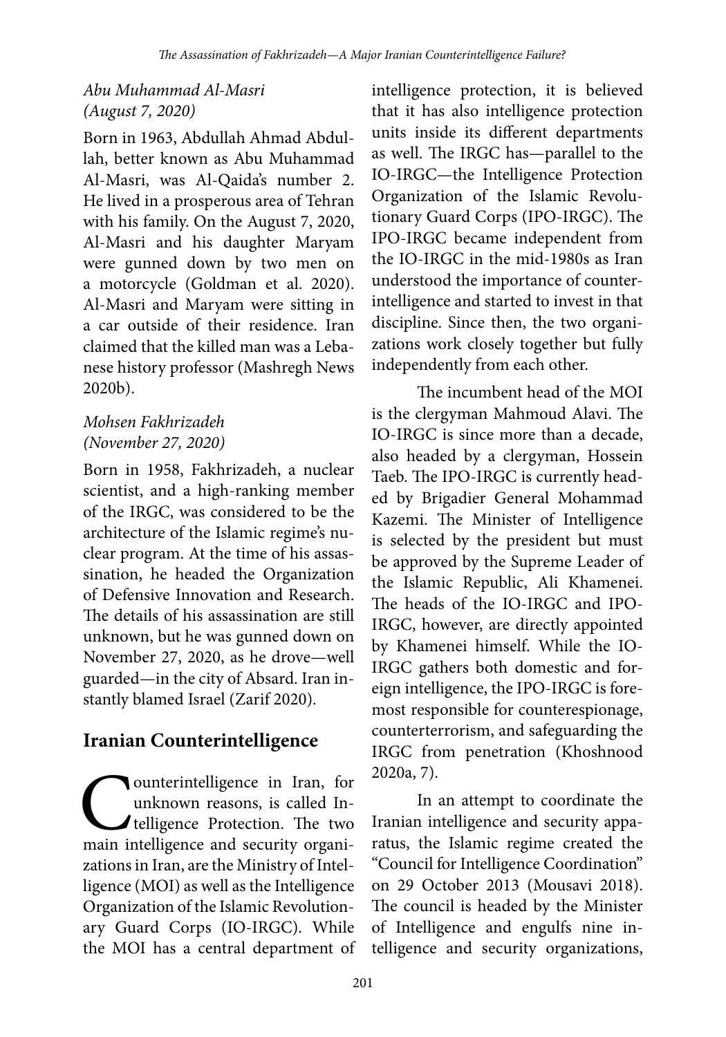*Abu Muhammad Al-Masri*
*(August 7, 2020)*

Born in 1963, Abdullah Ahmad Abdullah, better known as Abu Muhammad Al-Masri, was Al-Qaida's number 2. He lived in a prosperous area of Tehran with his family. On the August 7, 2020, Al-Masri and his daughter Maryam were gunned down by two men on a motorcycle (Goldman et al. 2020). Al-Masri and Maryam were sitting in a car outside of their residence. Iran claimed that the killed man was a Lebanese history professor (Mashregh News 2020b).

*Mohsen Fakhrizadeh*
*(November 27, 2020)*

Born in 1958, Fakhrizadeh, a nuclear scientist, and a high-ranking member of the IRGC, was considered to be the architecture of the Islamic regime's nuclear program. At the time of his assassination, he headed the Organization of Defensive Innovation and Research. The details of his assassination are still unknown, but he was gunned down on November 27, 2020, as he drove—well guarded—in the city of Absard. Iran instantly blamed Israel (Zarif 2020).

## Iranian Counterintelligence

Counterintelligence in Iran, for unknown reasons, is called Intelligence Protection. The two main intelligence and security organizations in Iran, are the Ministry of Intelligence (MOI) as well as the Intelligence Organization of the Islamic Revolutionary Guard Corps (IO-IRGC). While the MOI has a central department of intelligence protection, it is believed that it has also intelligence protection units inside its different departments as well. The IRGC has—parallel to the IO-IRGC—the Intelligence Protection Organization of the Islamic Revolutionary Guard Corps (IPO-IRGC). The IPO-IRGC became independent from the IO-IRGC in the mid-1980s as Iran understood the importance of counterintelligence and started to invest in that discipline. Since then, the two organizations work closely together but fully independently from each other.

The incumbent head of the MOI is the clergyman Mahmoud Alavi. The IO-IRGC is since more than a decade, also headed by a clergyman, Hossein Taeb. The IPO-IRGC is currently headed by Brigadier General Mohammad Kazemi. The Minister of Intelligence is selected by the president but must be approved by the Supreme Leader of the Islamic Republic, Ali Khamenei. The heads of the IO-IRGC and IPO-IRGC, however, are directly appointed by Khamenei himself. While the IO-IRGC gathers both domestic and foreign intelligence, the IPO-IRGC is foremost responsible for counterespionage, counterterrorism, and safeguarding the IRGC from penetration (Khoshnood 2020a, 7).

In an attempt to coordinate the Iranian intelligence and security apparatus, the Islamic regime created the "Council for Intelligence Coordination" on 29 October 2013 (Mousavi 2018). The council is headed by the Minister of Intelligence and engulfs nine intelligence and security organizations,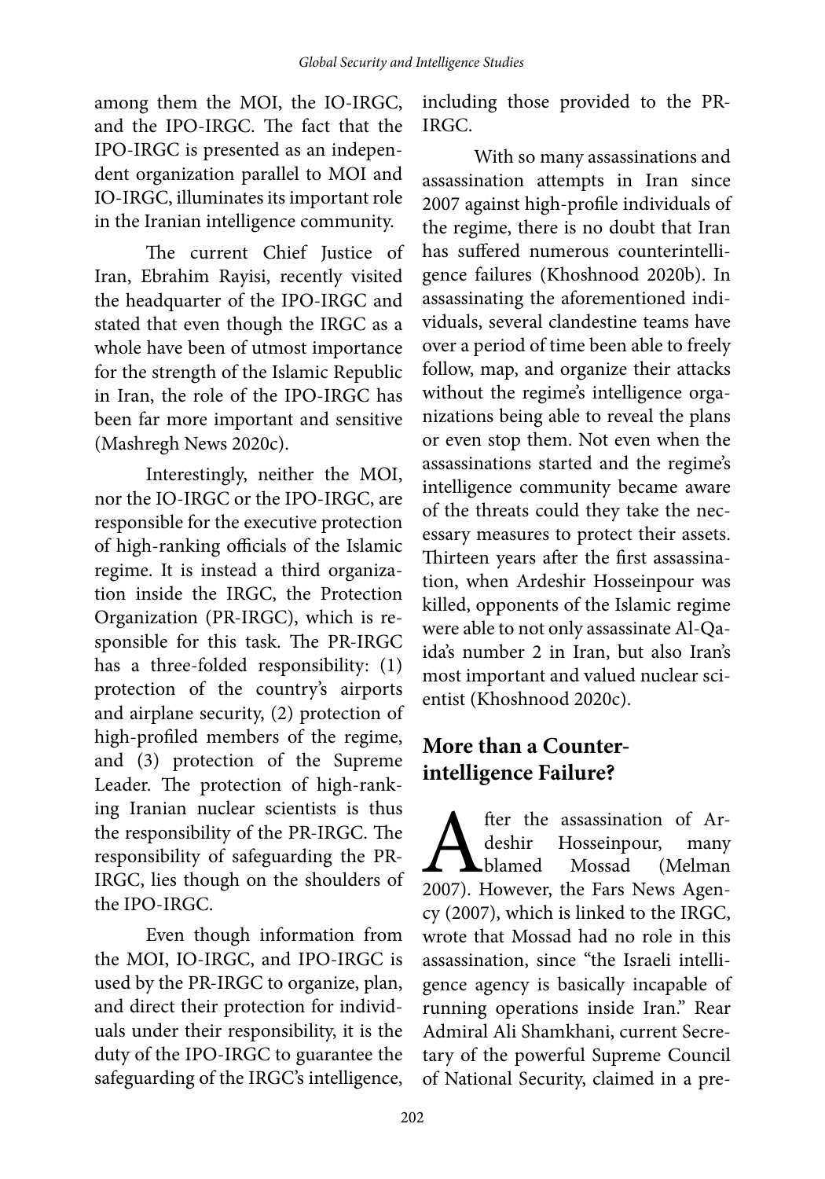among them the MOI, the IO-IRGC, and the IPO-IRGC. The fact that the IPO-IRGC is presented as an independent organization parallel to MOI and IO-IRGC, illuminates its important role in the Iranian intelligence community.

The current Chief Justice of Iran, Ebrahim Rayisi, recently visited the headquarter of the IPO-IRGC and stated that even though the IRGC as a whole have been of utmost importance for the strength of the Islamic Republic in Iran, the role of the IPO-IRGC has been far more important and sensitive (Mashregh News 2020c).

Interestingly, neither the MOI, nor the IO-IRGC or the IPO-IRGC, are responsible for the executive protection of high-ranking officials of the Islamic regime. It is instead a third organization inside the IRGC, the Protection Organization (PR-IRGC), which is responsible for this task. The PR-IRGC has a three-folded responsibility: (1) protection of the country's airports and airplane security, (2) protection of high-profiled members of the regime, and (3) protection of the Supreme Leader. The protection of high-ranking Iranian nuclear scientists is thus the responsibility of the PR-IRGC. The responsibility of safeguarding the PR-IRGC, lies though on the shoulders of the IPO-IRGC.

Even though information from the MOI, IO-IRGC, and IPO-IRGC is used by the PR-IRGC to organize, plan, and direct their protection for individuals under their responsibility, it is the duty of the IPO-IRGC to guarantee the safeguarding of the IRGC's intelligence, including those provided to the PR-IRGC.

With so many assassinations and assassination attempts in Iran since 2007 against high-profile individuals of the regime, there is no doubt that Iran has suffered numerous counterintelligence failures (Khoshnood 2020b). In assassinating the aforementioned individuals, several clandestine teams have over a period of time been able to freely follow, map, and organize their attacks without the regime's intelligence organizations being able to reveal the plans or even stop them. Not even when the assassinations started and the regime's intelligence community became aware of the threats could they take the necessary measures to protect their assets. Thirteen years after the first assassination, when Ardeshir Hosseinpour was killed, opponents of the Islamic regime were able to not only assassinate Al-Qaida's number 2 in Iran, but also Iran's most important and valued nuclear scientist (Khoshnood 2020c).

## More than a Counterintelligence Failure?

After the assassination of Ardeshir Hosseinpour, many blamed Mossad (Melman 2007). However, the Fars News Agency (2007), which is linked to the IRGC, wrote that Mossad had no role in this assassination, since "the Israeli intelligence agency is basically incapable of running operations inside Iran." Rear Admiral Ali Shamkhani, current Secretary of the powerful Supreme Council of National Security, claimed in a pre-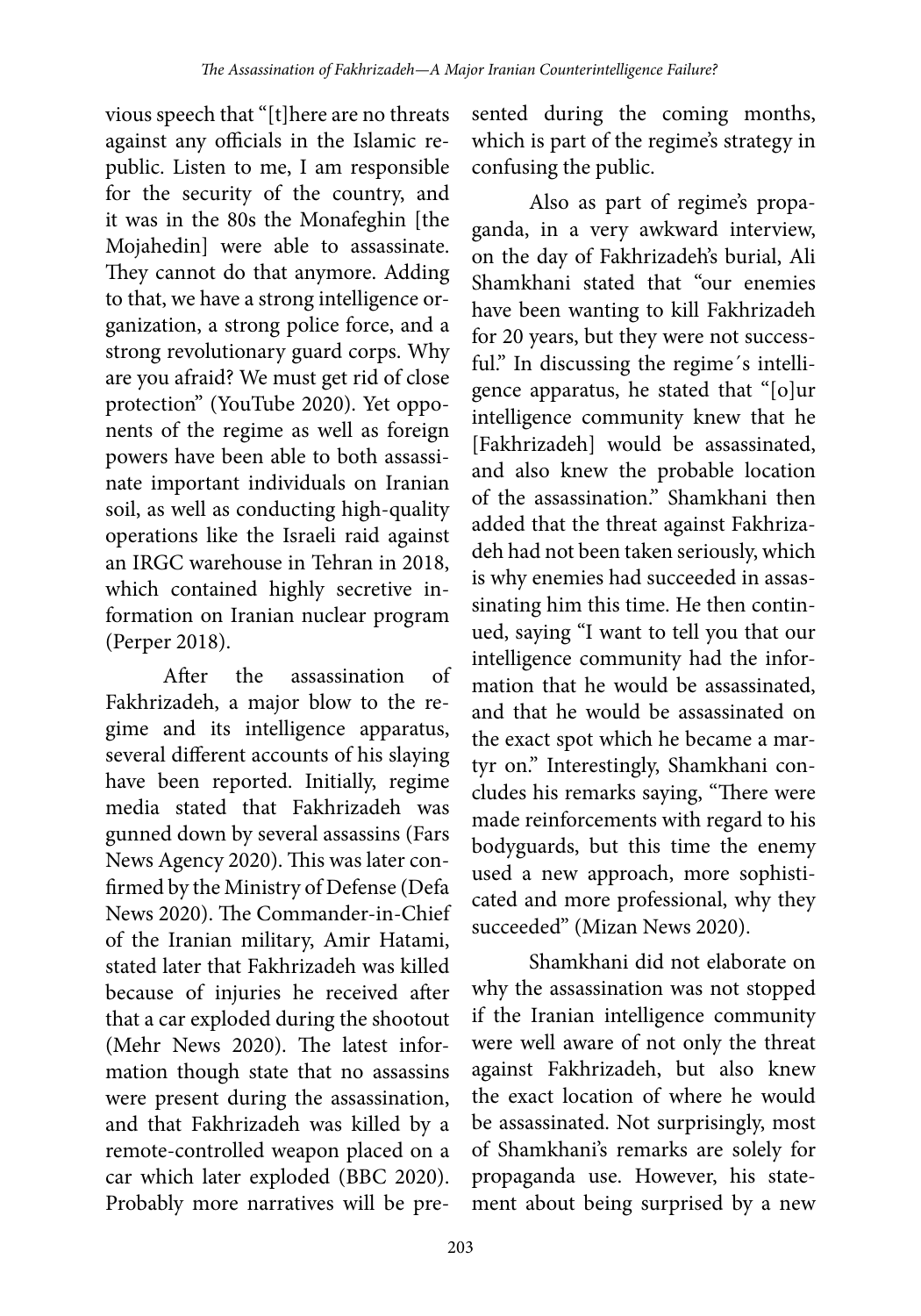vious speech that "[t]here are no threats against any officials in the Islamic republic. Listen to me, I am responsible for the security of the country, and it was in the 80s the Monafeghin [the Mojahedin] were able to assassinate. They cannot do that anymore. Adding to that, we have a strong intelligence organization, a strong police force, and a strong revolutionary guard corps. Why are you afraid? We must get rid of close protection" (YouTube 2020). Yet opponents of the regime as well as foreign powers have been able to both assassinate important individuals on Iranian soil, as well as conducting high-quality operations like the Israeli raid against an IRGC warehouse in Tehran in 2018, which contained highly secretive information on Iranian nuclear program (Perper 2018).

After the assassination of Fakhrizadeh, a major blow to the regime and its intelligence apparatus, several different accounts of his slaying have been reported. Initially, regime media stated that Fakhrizadeh was gunned down by several assassins (Fars News Agency 2020). This was later confirmed by the Ministry of Defense (Defa News 2020). The Commander-in-Chief of the Iranian military, Amir Hatami, stated later that Fakhrizadeh was killed because of injuries he received after that a car exploded during the shootout (Mehr News 2020). The latest information though state that no assassins were present during the assassination, and that Fakhrizadeh was killed by a remote-controlled weapon placed on a car which later exploded (BBC 2020). Probably more narratives will be presented during the coming months, which is part of the regime's strategy in confusing the public.

Also as part of regime's propaganda, in a very awkward interview, on the day of Fakhrizadeh's burial, Ali Shamkhani stated that "our enemies have been wanting to kill Fakhrizadeh for 20 years, but they were not successful." In discussing the regime´s intelligence apparatus, he stated that "[o]ur intelligence community knew that he [Fakhrizadeh] would be assassinated, and also knew the probable location of the assassination." Shamkhani then added that the threat against Fakhrizadeh had not been taken seriously, which is why enemies had succeeded in assassinating him this time. He then continued, saying "I want to tell you that our intelligence community had the information that he would be assassinated, and that he would be assassinated on the exact spot which he became a martyr on." Interestingly, Shamkhani concludes his remarks saying, "There were made reinforcements with regard to his bodyguards, but this time the enemy used a new approach, more sophisticated and more professional, why they succeeded" (Mizan News 2020).

Shamkhani did not elaborate on why the assassination was not stopped if the Iranian intelligence community were well aware of not only the threat against Fakhrizadeh, but also knew the exact location of where he would be assassinated. Not surprisingly, most of Shamkhani's remarks are solely for propaganda use. However, his statement about being surprised by a new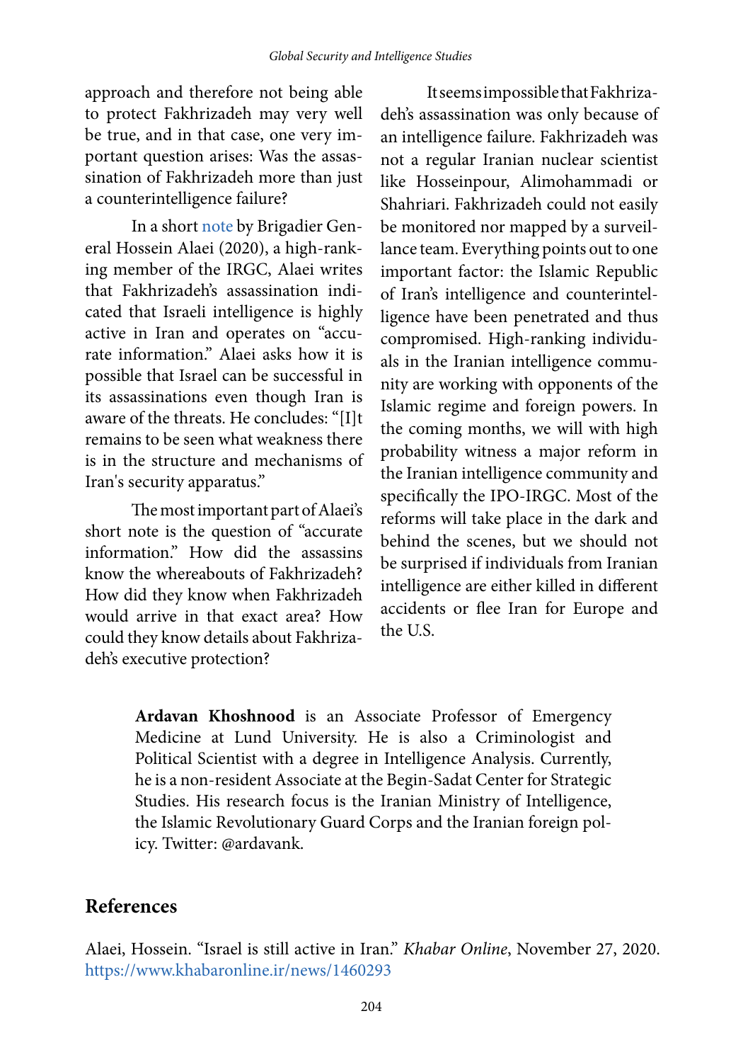approach and therefore not being able to protect Fakhrizadeh may very well be true, and in that case, one very important question arises: Was the assassination of Fakhrizadeh more than just a counterintelligence failure?

In a short note by Brigadier General Hossein Alaei (2020), a high-ranking member of the IRGC, Alaei writes that Fakhrizadeh's assassination indicated that Israeli intelligence is highly active in Iran and operates on "accurate information." Alaei asks how it is possible that Israel can be successful in its assassinations even though Iran is aware of the threats. He concludes: "[I]t remains to be seen what weakness there is in the structure and mechanisms of Iran's security apparatus."

The most important part of Alaei's short note is the question of "accurate information." How did the assassins know the whereabouts of Fakhrizadeh? How did they know when Fakhrizadeh would arrive in that exact area? How could they know details about Fakhrizadeh's executive protection?

It seems impossible that Fakhrizadeh's assassination was only because of an intelligence failure. Fakhrizadeh was not a regular Iranian nuclear scientist like Hosseinpour, Alimohammadi or Shahriari. Fakhrizadeh could not easily be monitored nor mapped by a surveillance team. Everything points out to one important factor: the Islamic Republic of Iran's intelligence and counterintelligence have been penetrated and thus compromised. High-ranking individuals in the Iranian intelligence community are working with opponents of the Islamic regime and foreign powers. In the coming months, we will with high probability witness a major reform in the Iranian intelligence community and specifically the IPO-IRGC. Most of the reforms will take place in the dark and behind the scenes, but we should not be surprised if individuals from Iranian intelligence are either killed in different accidents or flee Iran for Europe and the U.S.

**Ardavan Khoshnood** is an Associate Professor of Emergency Medicine at Lund University. He is also a Criminologist and Political Scientist with a degree in Intelligence Analysis. Currently, he is a non-resident Associate at the Begin-Sadat Center for Strategic Studies. His research focus is the Iranian Ministry of Intelligence, the Islamic Revolutionary Guard Corps and the Iranian foreign policy. Twitter: @ardavank.

## References

Alaei, Hossein. "Israel is still active in Iran." *Khabar Online*, November 27, 2020. https://www.khabaronline.ir/news/1460293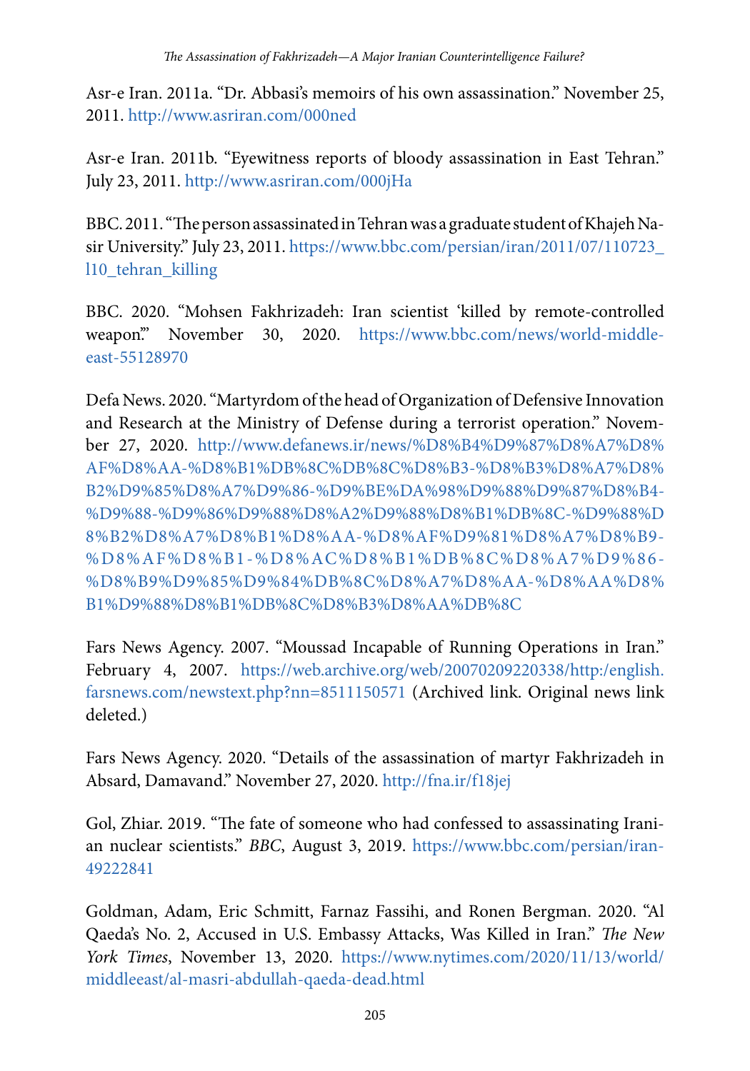Asr-e Iran. 2011a. "Dr. Abbasi's memoirs of his own assassination." November 25, 2011. http://www.asriran.com/000ned

Asr-e Iran. 2011b. "Eyewitness reports of bloody assassination in East Tehran." July 23, 2011. http://www.asriran.com/000jHa

BBC. 2011. "The person assassinated in Tehran was a graduate student of Khajeh Nasir University." July 23, 2011. https://www.bbc.com/persian/iran/2011/07/110723_l10_tehran_killing

BBC. 2020. "Mohsen Fakhrizadeh: Iran scientist 'killed by remote-controlled weapon'." November 30, 2020. https://www.bbc.com/news/world-middle-east-55128970

Defa News. 2020. "Martyrdom of the head of Organization of Defensive Innovation and Research at the Ministry of Defense during a terrorist operation." November 27, 2020. http://www.defanews.ir/news/%D8%B4%D9%87%D8%A7%D8%AF%D8%AA-%D8%B1%DB%8C%DB%8C%D8%B3-%D8%B3%D8%A7%D8%B2%D9%85%D8%A7%D9%86-%D9%BE%DA%98%D9%88%D9%87%D8%B4-%D9%88-%D9%86%D9%88%D8%A2%D9%88%D8%B1%DB%8C-%D9%88%D8%B2%D8%A7%D8%B1%D8%AA-%D8%AF%D9%81%D8%A7%D8%B9-%D8%AF%D8%B1-%D8%AC%D8%B1%DB%8C%D8%A7%D9%86-%D8%B9%D9%85%D9%84%DB%8C%D8%A7%D8%AA-%D8%AA%D8%B1%D9%88%D8%B1%DB%8C%D8%B3%D8%AA%DB%8C

Fars News Agency. 2007. "Moussad Incapable of Running Operations in Iran." February 4, 2007. https://web.archive.org/web/20070209220338/http:/english.farsnews.com/newstext.php?nn=8511150571 (Archived link. Original news link deleted.)

Fars News Agency. 2020. "Details of the assassination of martyr Fakhrizadeh in Absard, Damavand." November 27, 2020. http://fna.ir/f18jej

Gol, Zhiar. 2019. "The fate of someone who had confessed to assassinating Iranian nuclear scientists." *BBC*, August 3, 2019. https://www.bbc.com/persian/iran-49222841

Goldman, Adam, Eric Schmitt, Farnaz Fassihi, and Ronen Bergman. 2020. "Al Qaeda's No. 2, Accused in U.S. Embassy Attacks, Was Killed in Iran." *The New York Times*, November 13, 2020. https://www.nytimes.com/2020/11/13/world/middleeast/al-masri-abdullah-qaeda-dead.html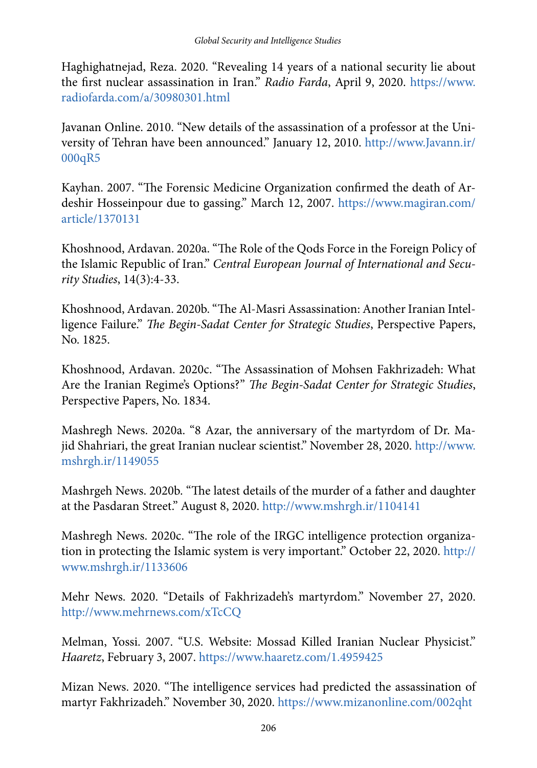Haghighatnejad, Reza. 2020. "Revealing 14 years of a national security lie about the first nuclear assassination in Iran." *Radio Farda*, April 9, 2020. https://www.radiofarda.com/a/30980301.html

Javanan Online. 2010. "New details of the assassination of a professor at the University of Tehran have been announced." January 12, 2010. http://www.Javann.ir/000qR5

Kayhan. 2007. "The Forensic Medicine Organization confirmed the death of Ardeshir Hosseinpour due to gassing." March 12, 2007. https://www.magiran.com/article/1370131

Khoshnood, Ardavan. 2020a. "The Role of the Qods Force in the Foreign Policy of the Islamic Republic of Iran." *Central European Journal of International and Security Studies*, 14(3):4-33.

Khoshnood, Ardavan. 2020b. "The Al-Masri Assassination: Another Iranian Intelligence Failure." *The Begin-Sadat Center for Strategic Studies*, Perspective Papers, No. 1825.

Khoshnood, Ardavan. 2020c. "The Assassination of Mohsen Fakhrizadeh: What Are the Iranian Regime's Options?" *The Begin-Sadat Center for Strategic Studies*, Perspective Papers, No. 1834.

Mashregh News. 2020a. "8 Azar, the anniversary of the martyrdom of Dr. Majid Shahriari, the great Iranian nuclear scientist." November 28, 2020. http://www.mshrgh.ir/1149055

Mashrgeh News. 2020b. "The latest details of the murder of a father and daughter at the Pasdaran Street." August 8, 2020. http://www.mshrgh.ir/1104141

Mashregh News. 2020c. "The role of the IRGC intelligence protection organization in protecting the Islamic system is very important." October 22, 2020. http://www.mshrgh.ir/1133606

Mehr News. 2020. "Details of Fakhrizadeh's martyrdom." November 27, 2020. http://www.mehrnews.com/xTcCQ

Melman, Yossi. 2007. "U.S. Website: Mossad Killed Iranian Nuclear Physicist." *Haaretz*, February 3, 2007. https://www.haaretz.com/1.4959425

Mizan News. 2020. "The intelligence services had predicted the assassination of martyr Fakhrizadeh." November 30, 2020. https://www.mizanonline.com/002qht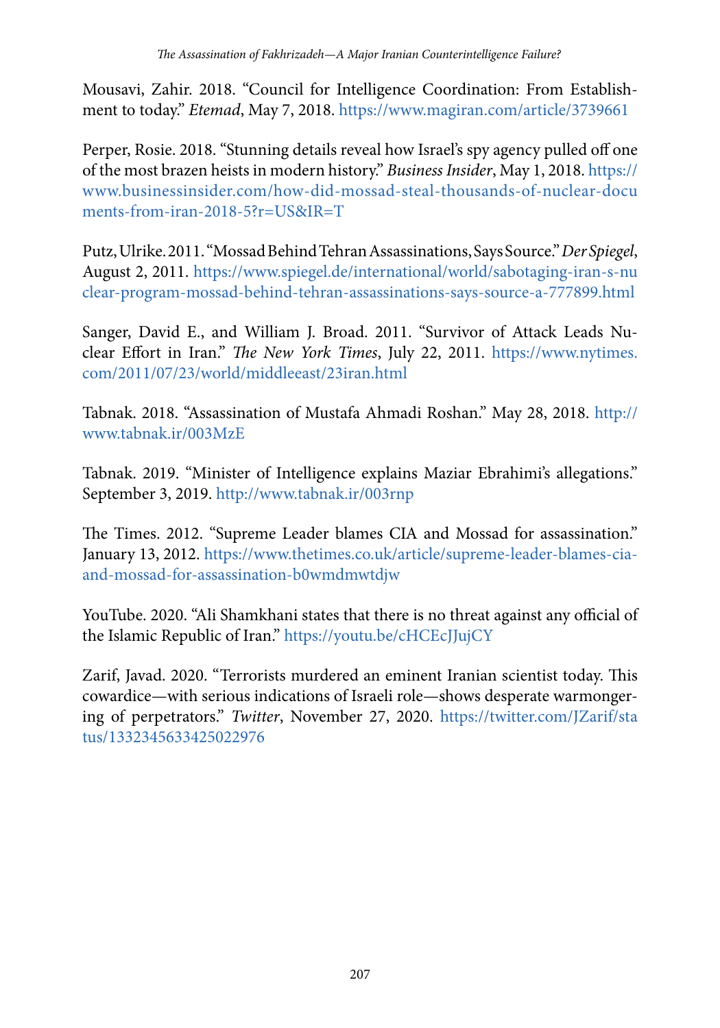Mousavi, Zahir. 2018. "Council for Intelligence Coordination: From Establishment to today." *Etemad*, May 7, 2018. https://www.magiran.com/article/3739661

Perper, Rosie. 2018. "Stunning details reveal how Israel's spy agency pulled off one of the most brazen heists in modern history." *Business Insider*, May 1, 2018. https://www.businessinsider.com/how-did-mossad-steal-thousands-of-nuclear-documents-from-iran-2018-5?r=US&IR=T

Putz, Ulrike. 2011. "Mossad Behind Tehran Assassinations, Says Source." *Der Spiegel*, August 2, 2011. https://www.spiegel.de/international/world/sabotaging-iran-s-nuclear-program-mossad-behind-tehran-assassinations-says-source-a-777899.html

Sanger, David E., and William J. Broad. 2011. "Survivor of Attack Leads Nuclear Effort in Iran." *The New York Times*, July 22, 2011. https://www.nytimes.com/2011/07/23/world/middleeast/23iran.html

Tabnak. 2018. "Assassination of Mustafa Ahmadi Roshan." May 28, 2018. http://www.tabnak.ir/003MzE

Tabnak. 2019. "Minister of Intelligence explains Maziar Ebrahimi's allegations." September 3, 2019. http://www.tabnak.ir/003rnp

The Times. 2012. "Supreme Leader blames CIA and Mossad for assassination." January 13, 2012. https://www.thetimes.co.uk/article/supreme-leader-blames-cia-and-mossad-for-assassination-b0wmdmwtdjw

YouTube. 2020. "Ali Shamkhani states that there is no threat against any official of the Islamic Republic of Iran." https://youtu.be/cHCEcJJujCY

Zarif, Javad. 2020. "Terrorists murdered an eminent Iranian scientist today. This cowardice—with serious indications of Israeli role—shows desperate warmongering of perpetrators." *Twitter*, November 27, 2020. https://twitter.com/JZarif/status/1332345633425022976